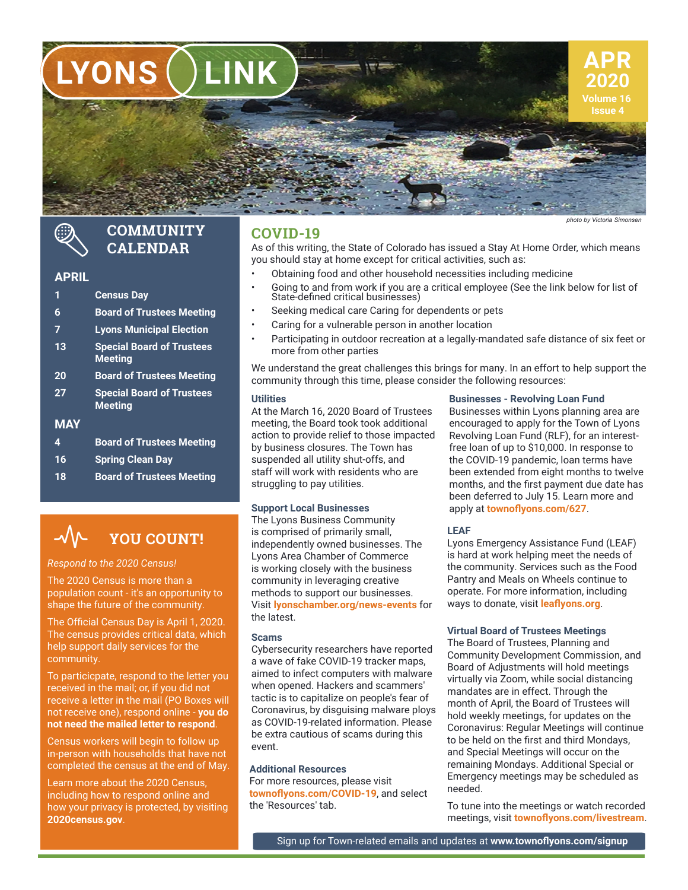# LYONS LINK

**APR 2020**
Volume 16
Issue 4

photo by Victoria Simonsen

## COMMUNITY CALENDAR

### APRIL

| | |
|---|---|
| 1 | Census Day |
| 6 | Board of Trustees Meeting |
| 7 | Lyons Municipal Election |
| 13 | Special Board of Trustees Meeting |
| 20 | Board of Trustees Meeting |
| 27 | Special Board of Trustees Meeting |

### MAY

| | |
|---|---|
| 4 | Board of Trustees Meeting |
| 16 | Spring Clean Day |
| 18 | Board of Trustees Meeting |

## YOU COUNT!

*Respond to the 2020 Census!*

The 2020 Census is more than a population count - it's an opportunity to shape the future of the community.

The Official Census Day is April 1, 2020. The census provides critical data, which help support daily services for the community.

To particicpate, respond to the letter you received in the mail; or, if you did not receive a letter in the mail (PO Boxes will not receive one), respond online - **you do not need the mailed letter to respond**.

Census workers will begin to follow up in-person with households that have not completed the census at the end of May.

Learn more about the 2020 Census, including how to respond online and how your privacy is protected, by visiting **2020census.gov**.

## COVID-19

As of this writing, the State of Colorado has issued a Stay At Home Order, which means you should stay at home except for critical activities, such as:

- Obtaining food and other household necessities including medicine
- Going to and from work if you are a critical employee (See the link below for list of State-defined critical businesses)
- Seeking medical care Caring for dependents or pets
- Caring for a vulnerable person in another location
- Participating in outdoor recreation at a legally-mandated safe distance of six feet or more from other parties

We understand the great challenges this brings for many. In an effort to help support the community through this time, please consider the following resources:

### Utilities

At the March 16, 2020 Board of Trustees meeting, the Board took took additional action to provide relief to those impacted by business closures. The Town has suspended all utility shut-offs, and staff will work with residents who are struggling to pay utilities.

### Support Local Businesses

The Lyons Business Community is comprised of primarily small, independently owned businesses. The Lyons Area Chamber of Commerce is working closely with the business community in leveraging creative methods to support our businesses. Visit **lyonschamber.org/news-events** for the latest.

### Scams

Cybersecurity researchers have reported a wave of fake COVID-19 tracker maps, aimed to infect computers with malware when opened. Hackers and scammers' tactic is to capitalize on people's fear of Coronavirus, by disguising malware ploys as COVID-19-related information. Please be extra cautious of scams during this event.

### Additional Resources

For more resources, please visit **townoflyons.com/COVID-19**, and select the 'Resources' tab.

### Businesses - Revolving Loan Fund

Businesses within Lyons planning area are encouraged to apply for the Town of Lyons Revolving Loan Fund (RLF), for an interest-free loan of up to $10,000. In response to the COVID-19 pandemic, loan terms have been extended from eight months to twelve months, and the first payment due date has been deferred to July 15. Learn more and apply at **townoflyons.com/627**.

### LEAF

Lyons Emergency Assistance Fund (LEAF) is hard at work helping meet the needs of the community. Services such as the Food Pantry and Meals on Wheels continue to operate. For more information, including ways to donate, visit **leaflyons.org**.

### Virtual Board of Trustees Meetings

The Board of Trustees, Planning and Community Development Commission, and Board of Adjustments will hold meetings virtually via Zoom, while social distancing mandates are in effect. Through the month of April, the Board of Trustees will hold weekly meetings, for updates on the Coronavirus: Regular Meetings will continue to be held on the first and third Mondays, and Special Meetings will occur on the remaining Mondays. Additional Special or Emergency meetings may be scheduled as needed.

To tune into the meetings or watch recorded meetings, visit **townoflyons.com/livestream**.

Sign up for Town-related emails and updates at **www.townoflyons.com/signup**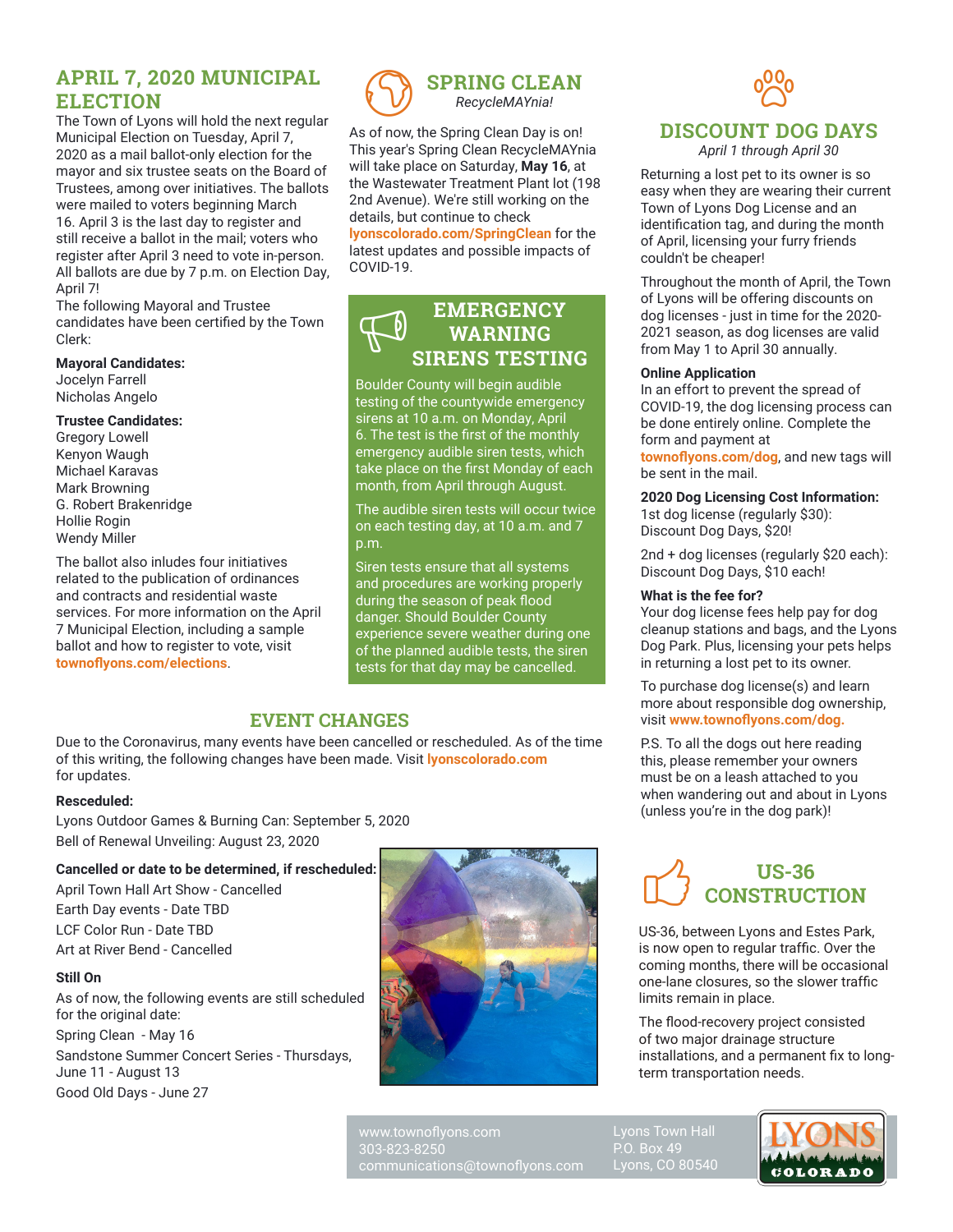## APRIL 7, 2020 MUNICIPAL ELECTION

The Town of Lyons will hold the next regular Municipal Election on Tuesday, April 7, 2020 as a mail ballot-only election for the mayor and six trustee seats on the Board of Trustees, among over initiatives. The ballots were mailed to voters beginning March 16. April 3 is the last day to register and still receive a ballot in the mail; voters who register after April 3 need to vote in-person. All ballots are due by 7 p.m. on Election Day, April 7!

The following Mayoral and Trustee candidates have been certified by the Town Clerk:

**Mayoral Candidates:**
Jocelyn Farrell
Nicholas Angelo

**Trustee Candidates:**
Gregory Lowell
Kenyon Waugh
Michael Karavas
Mark Browning
G. Robert Brakenridge
Hollie Rogin
Wendy Miller

The ballot also inludes four initiatives related to the publication of ordinances and contracts and residential waste services. For more information on the April 7 Municipal Election, including a sample ballot and how to register to vote, visit **townoflyons.com/elections**.

## SPRING CLEAN

*RecycleMAYnia!*

As of now, the Spring Clean Day is on! This year's Spring Clean RecycleMAYnia will take place on Saturday, **May 16**, at the Wastewater Treatment Plant lot (198 2nd Avenue). We're still working on the details, but continue to check **lyonscolorado.com/SpringClean** for the latest updates and possible impacts of COVID-19.

## EMERGENCY WARNING SIRENS TESTING

Boulder County will begin audible testing of the countywide emergency sirens at 10 a.m. on Monday, April 6. The test is the first of the monthly emergency audible siren tests, which take place on the first Monday of each month, from April through August.

The audible siren tests will occur twice on each testing day, at 10 a.m. and 7 p.m.

Siren tests ensure that all systems and procedures are working properly during the season of peak flood danger. Should Boulder County experience severe weather during one of the planned audible tests, the siren tests for that day may be cancelled.

## EVENT CHANGES

Due to the Coronavirus, many events have been cancelled or rescheduled. As of the time of this writing, the following changes have been made. Visit **lyonscolorado.com** for updates.

**Resceduled:**

Lyons Outdoor Games & Burning Can: September 5, 2020
Bell of Renewal Unveiling: August 23, 2020

**Cancelled or date to be determined, if rescheduled:**

April Town Hall Art Show - Cancelled
Earth Day events - Date TBD
LCF Color Run - Date TBD
Art at River Bend - Cancelled

**Still On**

As of now, the following events are still scheduled for the original date:

Spring Clean - May 16
Sandstone Summer Concert Series - Thursdays, June 11 - August 13
Good Old Days - June 27

## DISCOUNT DOG DAYS

*April 1 through April 30*

Returning a lost pet to its owner is so easy when they are wearing their current Town of Lyons Dog License and an identification tag, and during the month of April, licensing your furry friends couldn't be cheaper!

Throughout the month of April, the Town of Lyons will be offering discounts on dog licenses - just in time for the 2020-2021 season, as dog licenses are valid from May 1 to April 30 annually.

**Online Application**
In an effort to prevent the spread of COVID-19, the dog licensing process can be done entirely online. Complete the form and payment at **townoflyons.com/dog**, and new tags will be sent in the mail.

**2020 Dog Licensing Cost Information:**
1st dog license (regularly $30): Discount Dog Days, $20!

2nd + dog licenses (regularly $20 each): Discount Dog Days, $10 each!

**What is the fee for?**
Your dog license fees help pay for dog cleanup stations and bags, and the Lyons Dog Park. Plus, licensing your pets helps in returning a lost pet to its owner.

To purchase dog license(s) and learn more about responsible dog ownership, visit **www.townoflyons.com/dog.**

P.S. To all the dogs out here reading this, please remember your owners must be on a leash attached to you when wandering out and about in Lyons (unless you're in the dog park)!

## US-36 CONSTRUCTION

US-36, between Lyons and Estes Park, is now open to regular traffic. Over the coming months, there will be occasional one-lane closures, so the slower traffic limits remain in place.

The flood-recovery project consisted of two major drainage structure installations, and a permanent fix to long-term transportation needs.

www.townoflyons.com
303-823-8250
communications@townoflyons.com

Lyons Town Hall
P.O. Box 49
Lyons, CO 80540